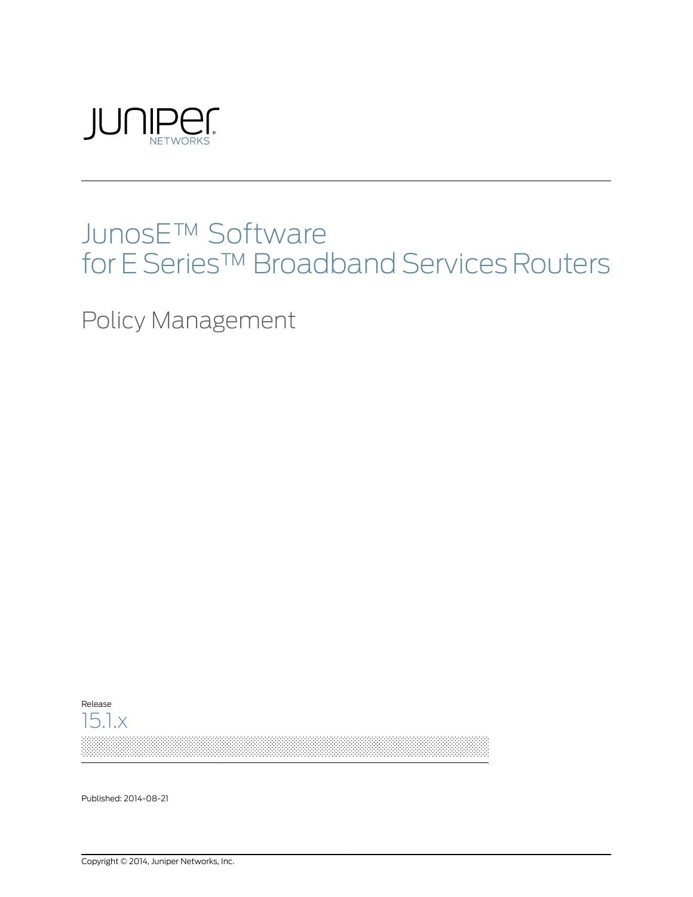JUNIPER NETWORKS

# JunosE™ Software for E Series™ Broadband Services Routers

## Policy Management

Release

15.1.x

Published: 2014-08-21

Copyright © 2014, Juniper Networks, Inc.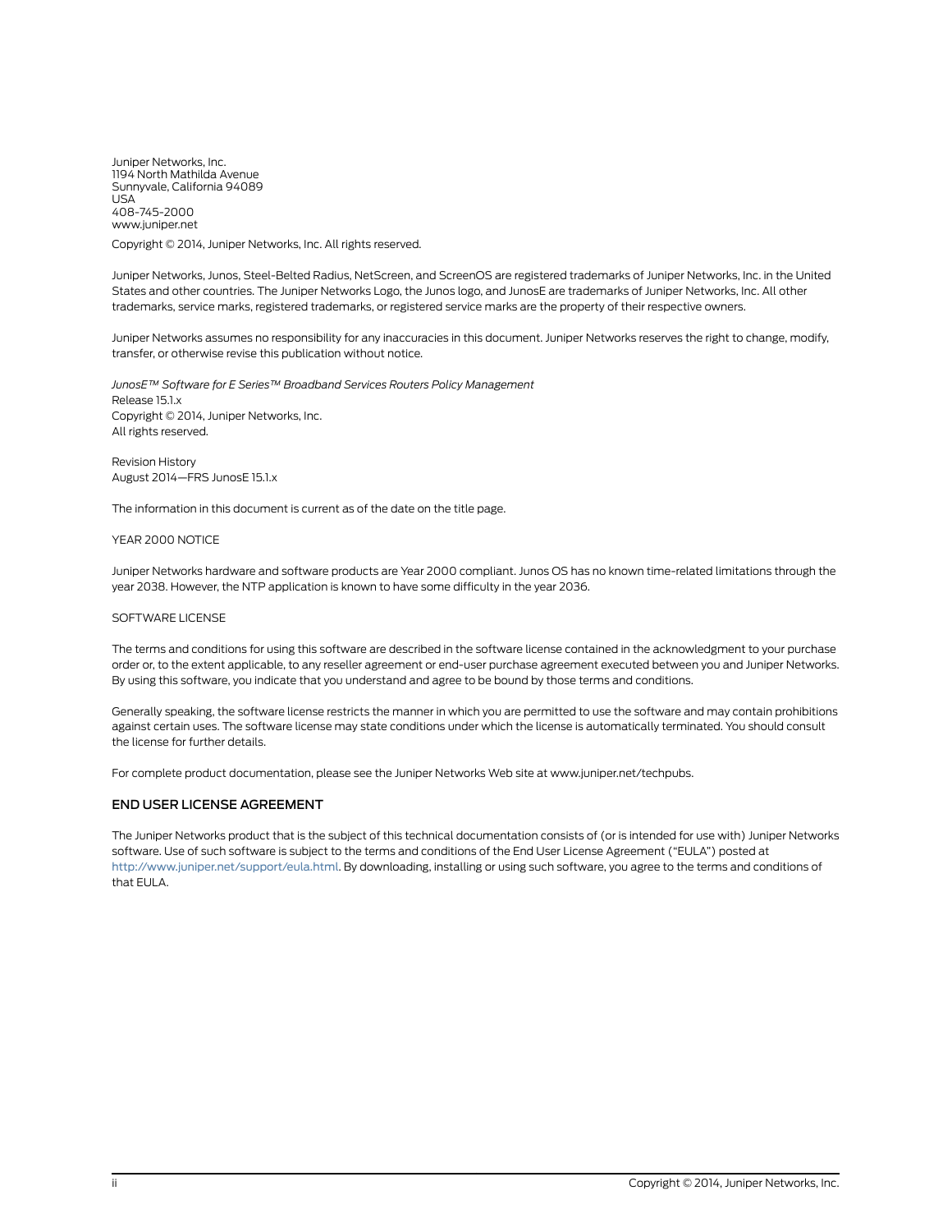Juniper Networks, Inc.
1194 North Mathilda Avenue
Sunnyvale, California 94089
USA
408-745-2000
www.juniper.net

Copyright © 2014, Juniper Networks, Inc. All rights reserved.

Juniper Networks, Junos, Steel-Belted Radius, NetScreen, and ScreenOS are registered trademarks of Juniper Networks, Inc. in the United States and other countries. The Juniper Networks Logo, the Junos logo, and JunosE are trademarks of Juniper Networks, Inc. All other trademarks, service marks, registered trademarks, or registered service marks are the property of their respective owners.

Juniper Networks assumes no responsibility for any inaccuracies in this document. Juniper Networks reserves the right to change, modify, transfer, or otherwise revise this publication without notice.

*JunosE™ Software for E Series™ Broadband Services Routers Policy Management*
Release 15.1.x
Copyright © 2014, Juniper Networks, Inc.
All rights reserved.

Revision History
August 2014—FRS JunosE 15.1.x

The information in this document is current as of the date on the title page.

YEAR 2000 NOTICE

Juniper Networks hardware and software products are Year 2000 compliant. Junos OS has no known time-related limitations through the year 2038. However, the NTP application is known to have some difficulty in the year 2036.

SOFTWARE LICENSE

The terms and conditions for using this software are described in the software license contained in the acknowledgment to your purchase order or, to the extent applicable, to any reseller agreement or end-user purchase agreement executed between you and Juniper Networks. By using this software, you indicate that you understand and agree to be bound by those terms and conditions.

Generally speaking, the software license restricts the manner in which you are permitted to use the software and may contain prohibitions against certain uses. The software license may state conditions under which the license is automatically terminated. You should consult the license for further details.

For complete product documentation, please see the Juniper Networks Web site at www.juniper.net/techpubs.

## END USER LICENSE AGREEMENT

The Juniper Networks product that is the subject of this technical documentation consists of (or is intended for use with) Juniper Networks software. Use of such software is subject to the terms and conditions of the End User License Agreement ("EULA") posted at http://www.juniper.net/support/eula.html. By downloading, installing or using such software, you agree to the terms and conditions of that EULA.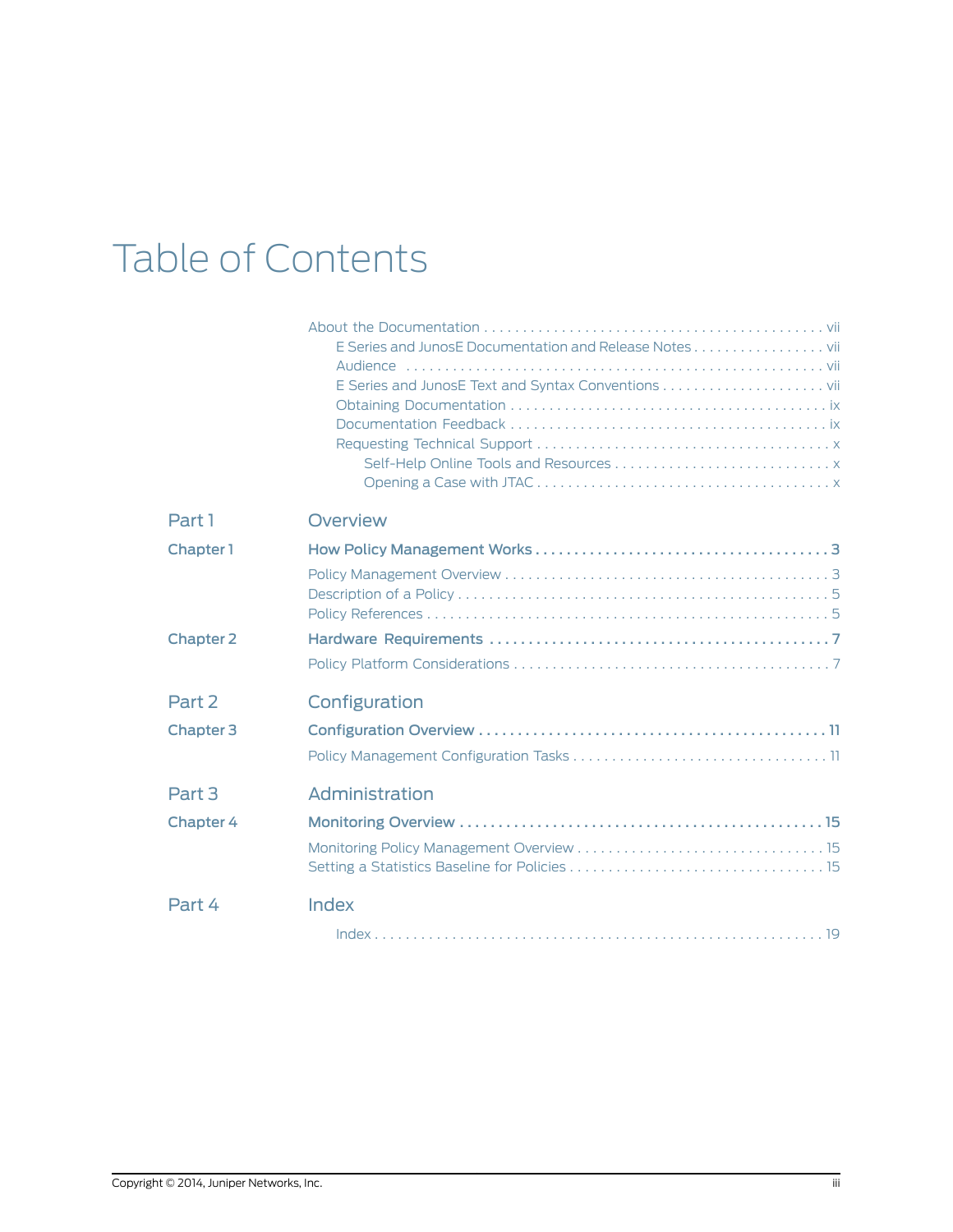# Table of Contents

- About the Documentation ... vii
  - E Series and JunosE Documentation and Release Notes ... vii
  - Audience ... vii
  - E Series and JunosE Text and Syntax Conventions ... vii
  - Obtaining Documentation ... ix
  - Documentation Feedback ... ix
  - Requesting Technical Support ... x
    - Self-Help Online Tools and Resources ... x
    - Opening a Case with JTAC ... x

## Part 1 Overview

**Chapter 1 How Policy Management Works ... 3**

- Policy Management Overview ... 3
- Description of a Policy ... 5
- Policy References ... 5

**Chapter 2 Hardware Requirements ... 7**

- Policy Platform Considerations ... 7

## Part 2 Configuration

**Chapter 3 Configuration Overview ... 11**

- Policy Management Configuration Tasks ... 11

## Part 3 Administration

**Chapter 4 Monitoring Overview ... 15**

- Monitoring Policy Management Overview ... 15
- Setting a Statistics Baseline for Policies ... 15

## Part 4 Index

- Index ... 19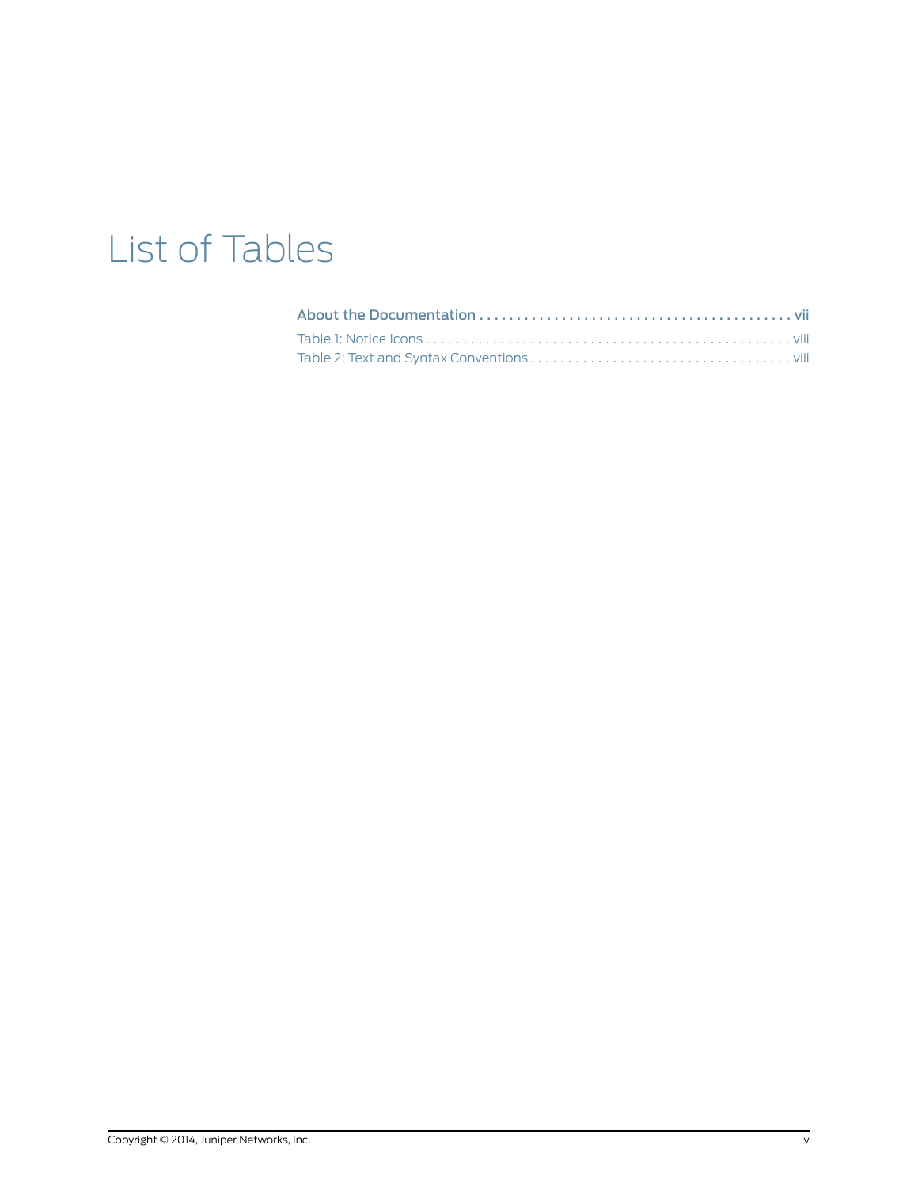# List of Tables

**About the Documentation . . . . . . . . . . . . . . . . . . . . . . . . . . . . . . . . . . . . . . . . . vii**

Table 1: Notice Icons . . . . . . . . . . . . . . . . . . . . . . . . . . . . . . . . . . . . . . . . . . . . . . . . . viii

Table 2: Text and Syntax Conventions . . . . . . . . . . . . . . . . . . . . . . . . . . . . . . . . . . . viii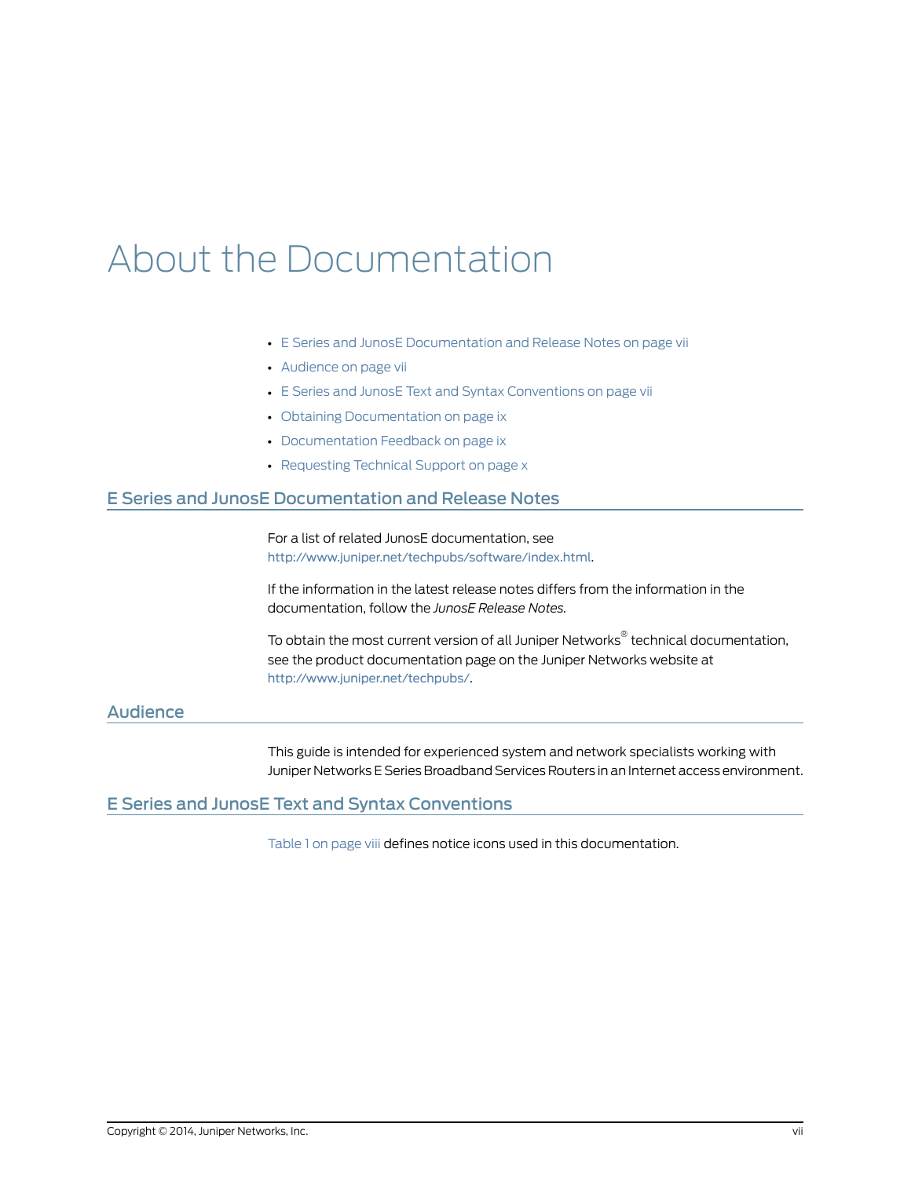# About the Documentation

- E Series and JunosE Documentation and Release Notes on page vii
- Audience on page vii
- E Series and JunosE Text and Syntax Conventions on page vii
- Obtaining Documentation on page ix
- Documentation Feedback on page ix
- Requesting Technical Support on page x

## E Series and JunosE Documentation and Release Notes

For a list of related JunosE documentation, see http://www.juniper.net/techpubs/software/index.html.

If the information in the latest release notes differs from the information in the documentation, follow the *JunosE Release Notes*.

To obtain the most current version of all Juniper Networks® technical documentation, see the product documentation page on the Juniper Networks website at http://www.juniper.net/techpubs/.

## Audience

This guide is intended for experienced system and network specialists working with Juniper Networks E Series Broadband Services Routers in an Internet access environment.

## E Series and JunosE Text and Syntax Conventions

Table 1 on page viii defines notice icons used in this documentation.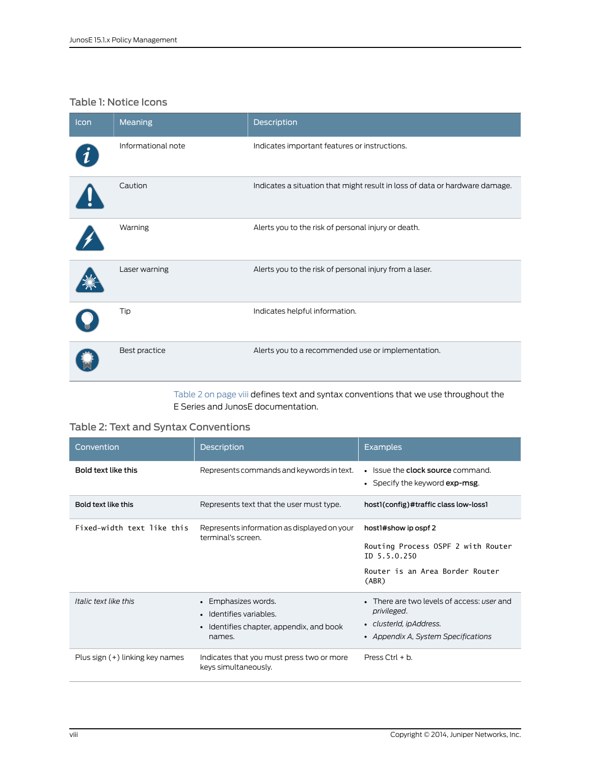### Table 1: Notice Icons

| Icon | Meaning | Description |
|---|---|---|
| | Informational note | Indicates important features or instructions. |
| | Caution | Indicates a situation that might result in loss of data or hardware damage. |
| | Warning | Alerts you to the risk of personal injury or death. |
| | Laser warning | Alerts you to the risk of personal injury from a laser. |
| | Tip | Indicates helpful information. |
| | Best practice | Alerts you to a recommended use or implementation. |

Table 2 on page viii defines text and syntax conventions that we use throughout the E Series and JunosE documentation.

### Table 2: Text and Syntax Conventions

| Convention | Description | Examples |
|---|---|---|
| **Bold text like this** | Represents commands and keywords in text. | • Issue the **clock source** command.<br>• Specify the keyword **exp-msg**. |
| **Bold text like this** | Represents text that the user must type. | **host1(config)#traffic class low-loss1** |
| `Fixed-width text like this` | Represents information as displayed on your terminal's screen. | **host1#show ip ospf 2**<br><br>`Routing Process OSPF 2 with Router ID 5.5.0.250`<br><br>`Router is an Area Border Router (ABR)` |
| *Italic text like this* | • Emphasizes words.<br>• Identifies variables.<br>• Identifies chapter, appendix, and book names. | • There are two levels of access: *user* and *privileged*.<br>• *clusterId, ipAddress.*<br>• *Appendix A, System Specifications* |
| Plus sign (+) linking key names | Indicates that you must press two or more keys simultaneously. | Press Ctrl + b. |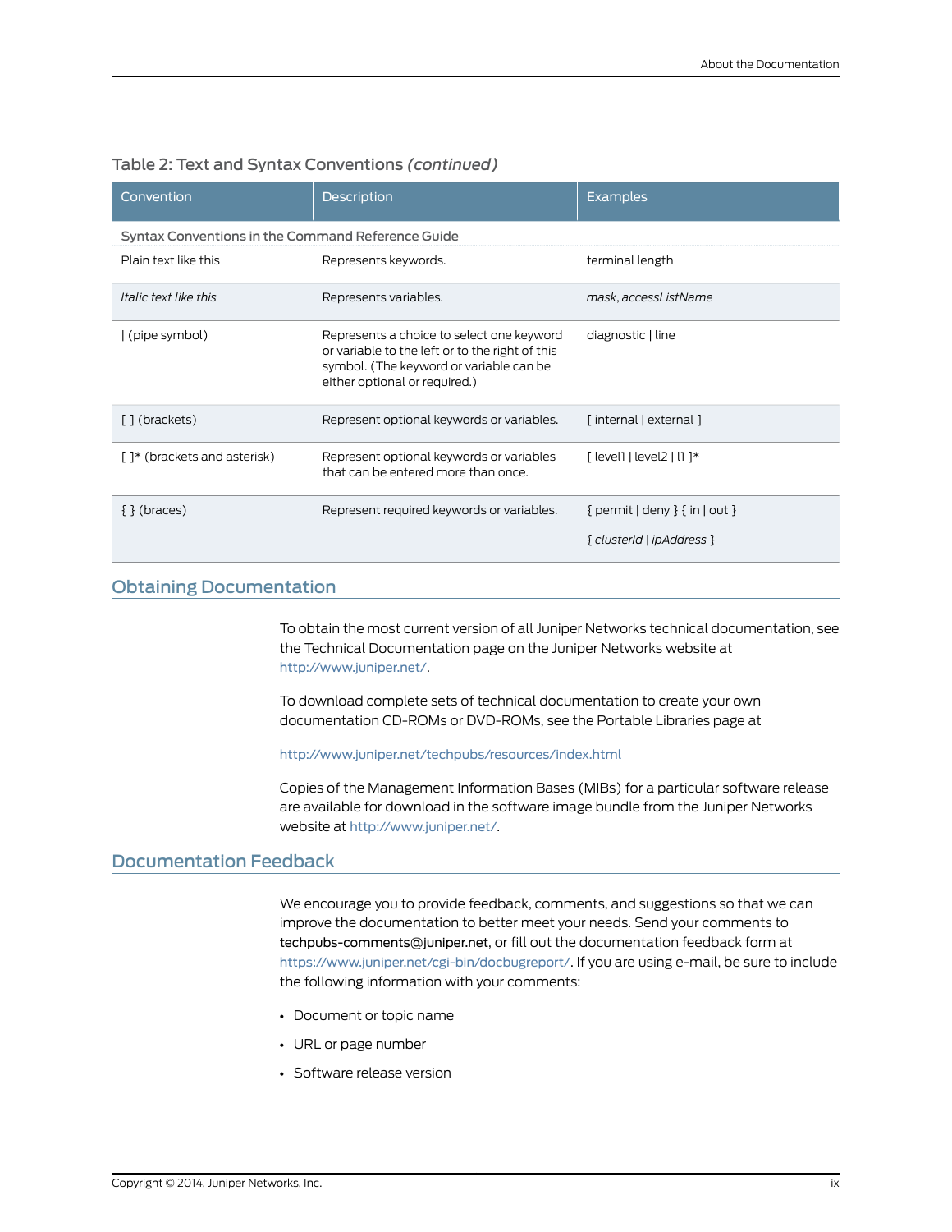Table 2: Text and Syntax Conventions *(continued)*

| Convention | Description | Examples |
| --- | --- | --- |
| Syntax Conventions in the Command Reference Guide | | |
| Plain text like this | Represents keywords. | terminal length |
| *Italic text like this* | Represents variables. | *mask*, *accessListName* |
| \| (pipe symbol) | Represents a choice to select one keyword or variable to the left or to the right of this symbol. (The keyword or variable can be either optional or required.) | diagnostic \| line |
| [ ] (brackets) | Represent optional keywords or variables. | [ internal \| external ] |
| [ ]* (brackets and asterisk) | Represent optional keywords or variables that can be entered more than once. | [ level1 \| level2 \| l1 ]* |
| { } (braces) | Represent required keywords or variables. | { permit \| deny } { in \| out }<br>{ *clusterId* \| *ipAddress* } |

## Obtaining Documentation

To obtain the most current version of all Juniper Networks technical documentation, see the Technical Documentation page on the Juniper Networks website at http://www.juniper.net/.

To download complete sets of technical documentation to create your own documentation CD-ROMs or DVD-ROMs, see the Portable Libraries page at

http://www.juniper.net/techpubs/resources/index.html

Copies of the Management Information Bases (MIBs) for a particular software release are available for download in the software image bundle from the Juniper Networks website at http://www.juniper.net/.

## Documentation Feedback

We encourage you to provide feedback, comments, and suggestions so that we can improve the documentation to better meet your needs. Send your comments to techpubs-comments@juniper.net, or fill out the documentation feedback form at https://www.juniper.net/cgi-bin/docbugreport/. If you are using e-mail, be sure to include the following information with your comments:

- Document or topic name
- URL or page number
- Software release version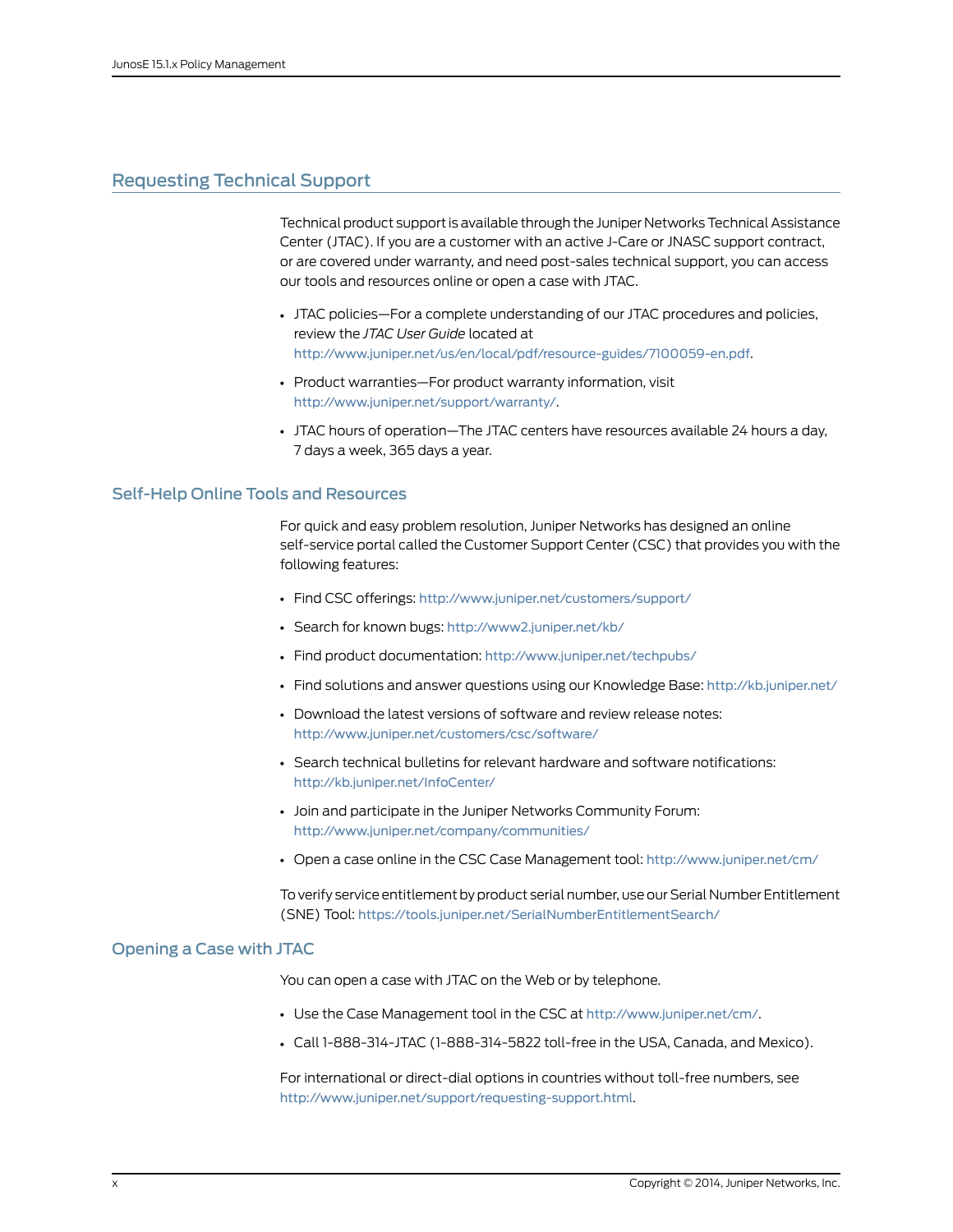## Requesting Technical Support

Technical product support is available through the Juniper Networks Technical Assistance Center (JTAC). If you are a customer with an active J-Care or JNASC support contract, or are covered under warranty, and need post-sales technical support, you can access our tools and resources online or open a case with JTAC.

- JTAC policies—For a complete understanding of our JTAC procedures and policies, review the *JTAC User Guide* located at http://www.juniper.net/us/en/local/pdf/resource-guides/7100059-en.pdf.
- Product warranties—For product warranty information, visit http://www.juniper.net/support/warranty/.
- JTAC hours of operation—The JTAC centers have resources available 24 hours a day, 7 days a week, 365 days a year.

### Self-Help Online Tools and Resources

For quick and easy problem resolution, Juniper Networks has designed an online self-service portal called the Customer Support Center (CSC) that provides you with the following features:

- Find CSC offerings: http://www.juniper.net/customers/support/
- Search for known bugs: http://www2.juniper.net/kb/
- Find product documentation: http://www.juniper.net/techpubs/
- Find solutions and answer questions using our Knowledge Base: http://kb.juniper.net/
- Download the latest versions of software and review release notes: http://www.juniper.net/customers/csc/software/
- Search technical bulletins for relevant hardware and software notifications: http://kb.juniper.net/InfoCenter/
- Join and participate in the Juniper Networks Community Forum: http://www.juniper.net/company/communities/
- Open a case online in the CSC Case Management tool: http://www.juniper.net/cm/

To verify service entitlement by product serial number, use our Serial Number Entitlement (SNE) Tool: https://tools.juniper.net/SerialNumberEntitlementSearch/

### Opening a Case with JTAC

You can open a case with JTAC on the Web or by telephone.

- Use the Case Management tool in the CSC at http://www.juniper.net/cm/.
- Call 1-888-314-JTAC (1-888-314-5822 toll-free in the USA, Canada, and Mexico).

For international or direct-dial options in countries without toll-free numbers, see http://www.juniper.net/support/requesting-support.html.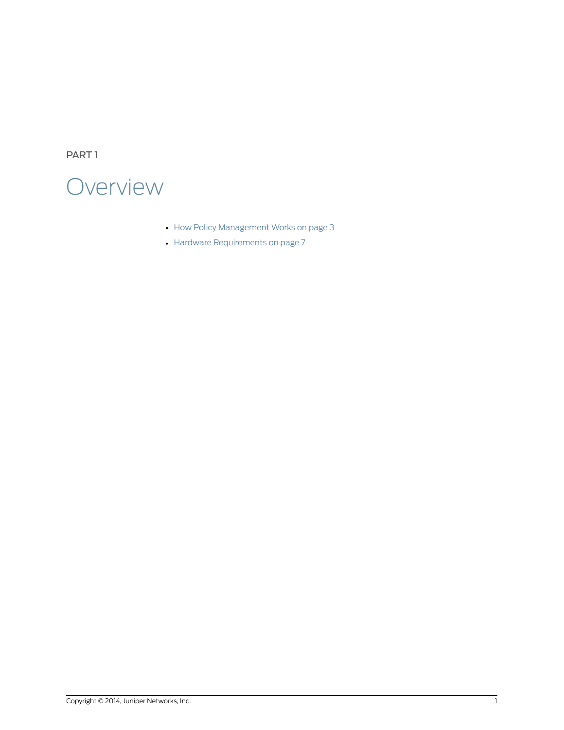PART 1

# Overview

- How Policy Management Works on page 3
- Hardware Requirements on page 7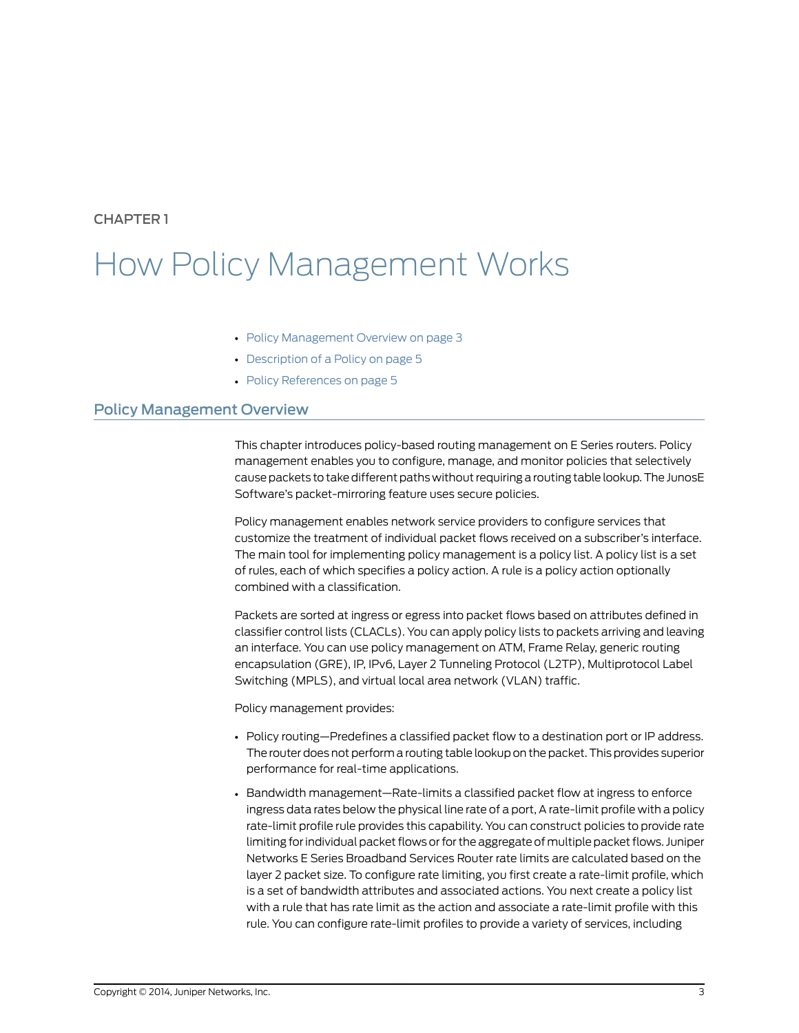CHAPTER 1

# How Policy Management Works

- Policy Management Overview on page 3
- Description of a Policy on page 5
- Policy References on page 5

## Policy Management Overview

This chapter introduces policy-based routing management on E Series routers. Policy management enables you to configure, manage, and monitor policies that selectively cause packets to take different paths without requiring a routing table lookup. The JunosE Software's packet-mirroring feature uses secure policies.

Policy management enables network service providers to configure services that customize the treatment of individual packet flows received on a subscriber's interface. The main tool for implementing policy management is a policy list. A policy list is a set of rules, each of which specifies a policy action. A rule is a policy action optionally combined with a classification.

Packets are sorted at ingress or egress into packet flows based on attributes defined in classifier control lists (CLACLs). You can apply policy lists to packets arriving and leaving an interface. You can use policy management on ATM, Frame Relay, generic routing encapsulation (GRE), IP, IPv6, Layer 2 Tunneling Protocol (L2TP), Multiprotocol Label Switching (MPLS), and virtual local area network (VLAN) traffic.

Policy management provides:

- Policy routing—Predefines a classified packet flow to a destination port or IP address. The router does not perform a routing table lookup on the packet. This provides superior performance for real-time applications.
- Bandwidth management—Rate-limits a classified packet flow at ingress to enforce ingress data rates below the physical line rate of a port, A rate-limit profile with a policy rate-limit profile rule provides this capability. You can construct policies to provide rate limiting for individual packet flows or for the aggregate of multiple packet flows. Juniper Networks E Series Broadband Services Router rate limits are calculated based on the layer 2 packet size. To configure rate limiting, you first create a rate-limit profile, which is a set of bandwidth attributes and associated actions. You next create a policy list with a rule that has rate limit as the action and associate a rate-limit profile with this rule. You can configure rate-limit profiles to provide a variety of services, including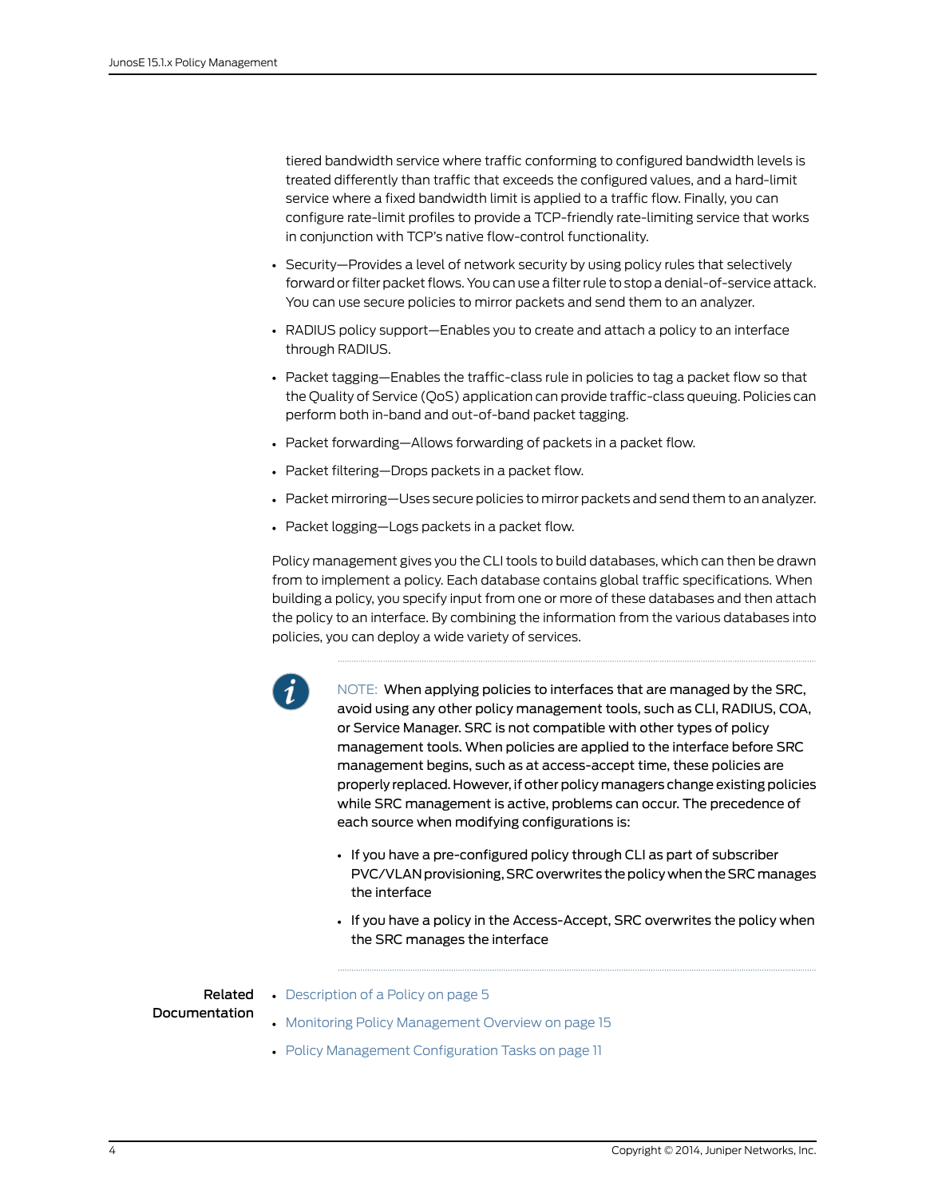tiered bandwidth service where traffic conforming to configured bandwidth levels is treated differently than traffic that exceeds the configured values, and a hard-limit service where a fixed bandwidth limit is applied to a traffic flow. Finally, you can configure rate-limit profiles to provide a TCP-friendly rate-limiting service that works in conjunction with TCP's native flow-control functionality.

- Security—Provides a level of network security by using policy rules that selectively forward or filter packet flows. You can use a filter rule to stop a denial-of-service attack. You can use secure policies to mirror packets and send them to an analyzer.
- RADIUS policy support—Enables you to create and attach a policy to an interface through RADIUS.
- Packet tagging—Enables the traffic-class rule in policies to tag a packet flow so that the Quality of Service (QoS) application can provide traffic-class queuing. Policies can perform both in-band and out-of-band packet tagging.
- Packet forwarding—Allows forwarding of packets in a packet flow.
- Packet filtering—Drops packets in a packet flow.
- Packet mirroring—Uses secure policies to mirror packets and send them to an analyzer.
- Packet logging—Logs packets in a packet flow.

Policy management gives you the CLI tools to build databases, which can then be drawn from to implement a policy. Each database contains global traffic specifications. When building a policy, you specify input from one or more of these databases and then attach the policy to an interface. By combining the information from the various databases into policies, you can deploy a wide variety of services.

NOTE: When applying policies to interfaces that are managed by the SRC, avoid using any other policy management tools, such as CLI, RADIUS, COA, or Service Manager. SRC is not compatible with other types of policy management tools. When policies are applied to the interface before SRC management begins, such as at access-accept time, these policies are properly replaced. However, if other policy managers change existing policies while SRC management is active, problems can occur. The precedence of each source when modifying configurations is:

- If you have a pre-configured policy through CLI as part of subscriber PVC/VLAN provisioning, SRC overwrites the policy when the SRC manages the interface
- If you have a policy in the Access-Accept, SRC overwrites the policy when the SRC manages the interface

**Related Documentation**

- Description of a Policy on page 5
- Monitoring Policy Management Overview on page 15
- Policy Management Configuration Tasks on page 11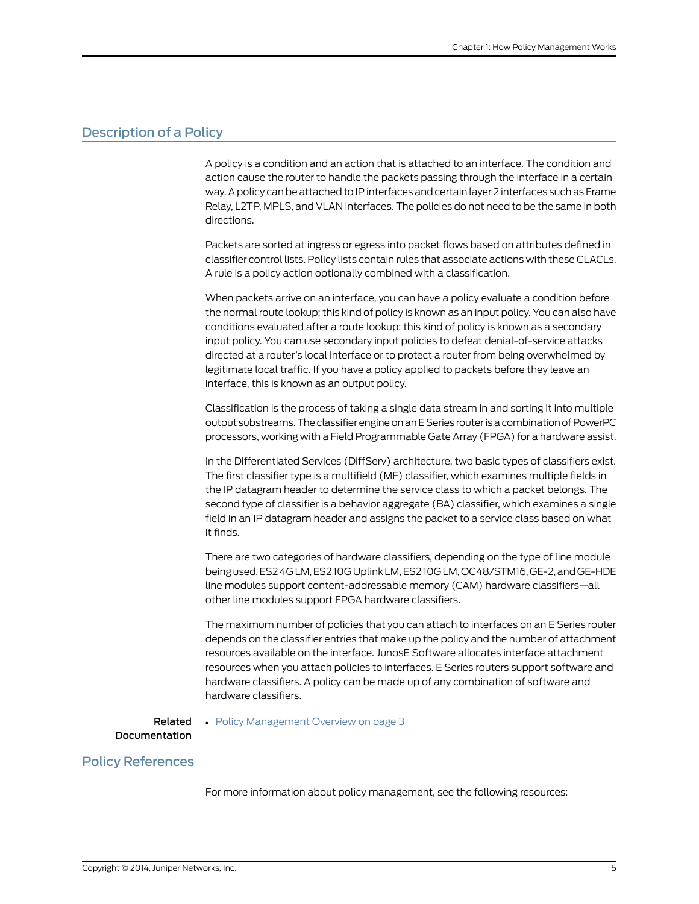## Description of a Policy

A policy is a condition and an action that is attached to an interface. The condition and action cause the router to handle the packets passing through the interface in a certain way. A policy can be attached to IP interfaces and certain layer 2 interfaces such as Frame Relay, L2TP, MPLS, and VLAN interfaces. The policies do not need to be the same in both directions.

Packets are sorted at ingress or egress into packet flows based on attributes defined in classifier control lists. Policy lists contain rules that associate actions with these CLACLs. A rule is a policy action optionally combined with a classification.

When packets arrive on an interface, you can have a policy evaluate a condition before the normal route lookup; this kind of policy is known as an input policy. You can also have conditions evaluated after a route lookup; this kind of policy is known as a secondary input policy. You can use secondary input policies to defeat denial-of-service attacks directed at a router's local interface or to protect a router from being overwhelmed by legitimate local traffic. If you have a policy applied to packets before they leave an interface, this is known as an output policy.

Classification is the process of taking a single data stream in and sorting it into multiple output substreams. The classifier engine on an E Series router is a combination of PowerPC processors, working with a Field Programmable Gate Array (FPGA) for a hardware assist.

In the Differentiated Services (DiffServ) architecture, two basic types of classifiers exist. The first classifier type is a multifield (MF) classifier, which examines multiple fields in the IP datagram header to determine the service class to which a packet belongs. The second type of classifier is a behavior aggregate (BA) classifier, which examines a single field in an IP datagram header and assigns the packet to a service class based on what it finds.

There are two categories of hardware classifiers, depending on the type of line module being used. ES2 4G LM, ES2 10G Uplink LM, ES2 10G LM, OC48/STM16, GE-2, and GE-HDE line modules support content-addressable memory (CAM) hardware classifiers—all other line modules support FPGA hardware classifiers.

The maximum number of policies that you can attach to interfaces on an E Series router depends on the classifier entries that make up the policy and the number of attachment resources available on the interface. JunosE Software allocates interface attachment resources when you attach policies to interfaces. E Series routers support software and hardware classifiers. A policy can be made up of any combination of software and hardware classifiers.

**Related Documentation**

- Policy Management Overview on page 3

## Policy References

For more information about policy management, see the following resources: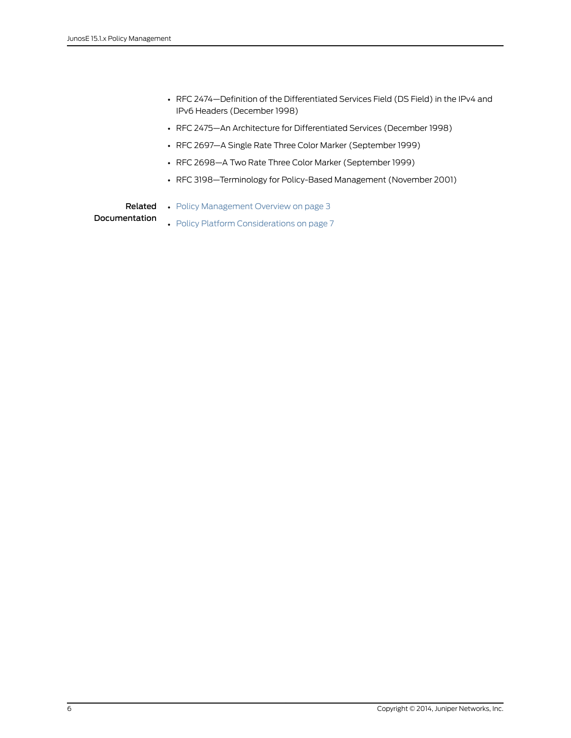- RFC 2474—Definition of the Differentiated Services Field (DS Field) in the IPv4 and IPv6 Headers (December 1998)
- RFC 2475—An Architecture for Differentiated Services (December 1998)
- RFC 2697—A Single Rate Three Color Marker (September 1999)
- RFC 2698—A Two Rate Three Color Marker (September 1999)
- RFC 3198—Terminology for Policy-Based Management (November 2001)

**Related Documentation**

- Policy Management Overview on page 3
- Policy Platform Considerations on page 7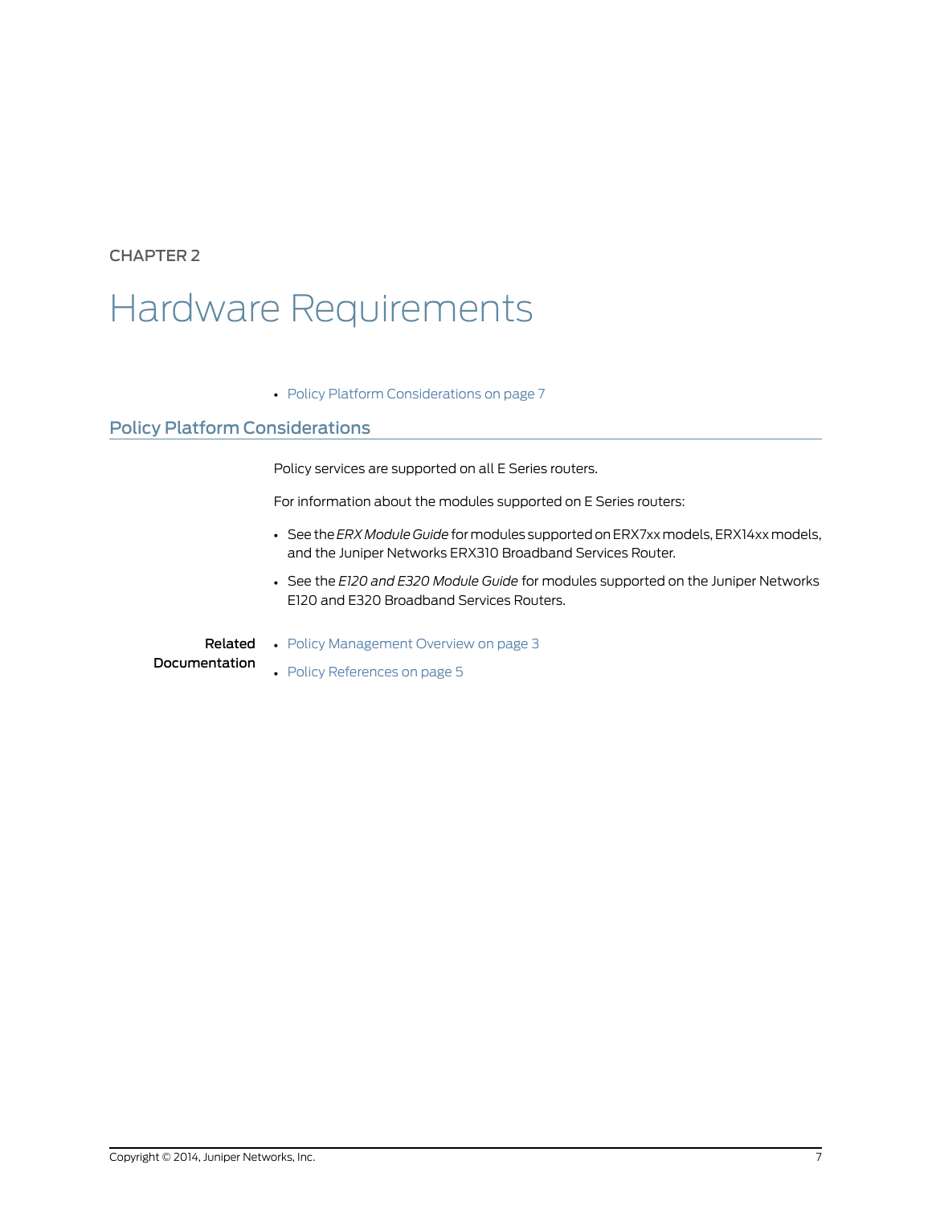CHAPTER 2

# Hardware Requirements

- Policy Platform Considerations on page 7

## Policy Platform Considerations

Policy services are supported on all E Series routers.

For information about the modules supported on E Series routers:

- See the *ERX Module Guide* for modules supported on ERX7xx models, ERX14xx models, and the Juniper Networks ERX310 Broadband Services Router.
- See the *E120 and E320 Module Guide* for modules supported on the Juniper Networks E120 and E320 Broadband Services Routers.

**Related Documentation**

- Policy Management Overview on page 3
- Policy References on page 5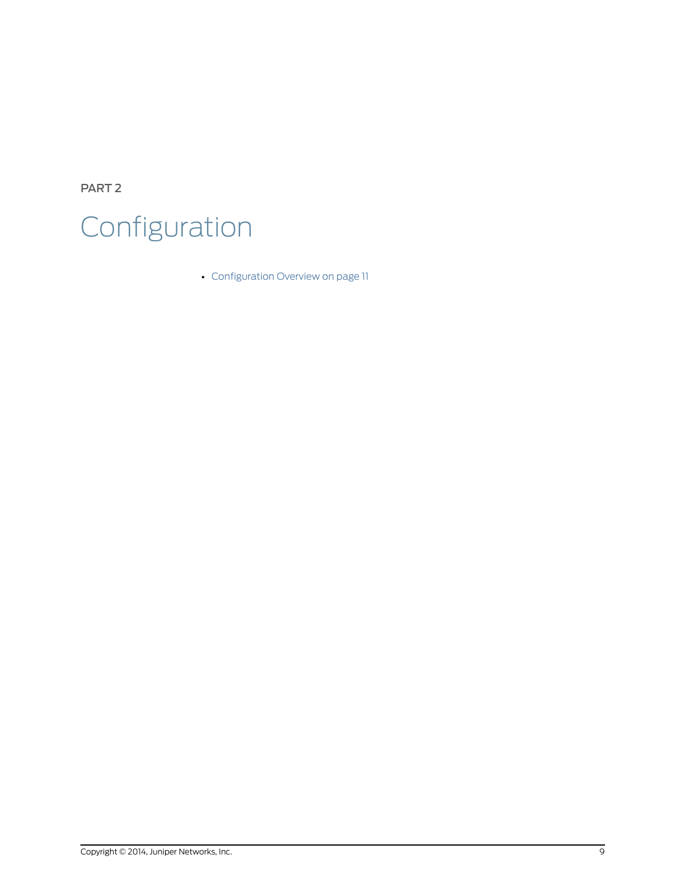PART 2

# Configuration

- Configuration Overview on page 11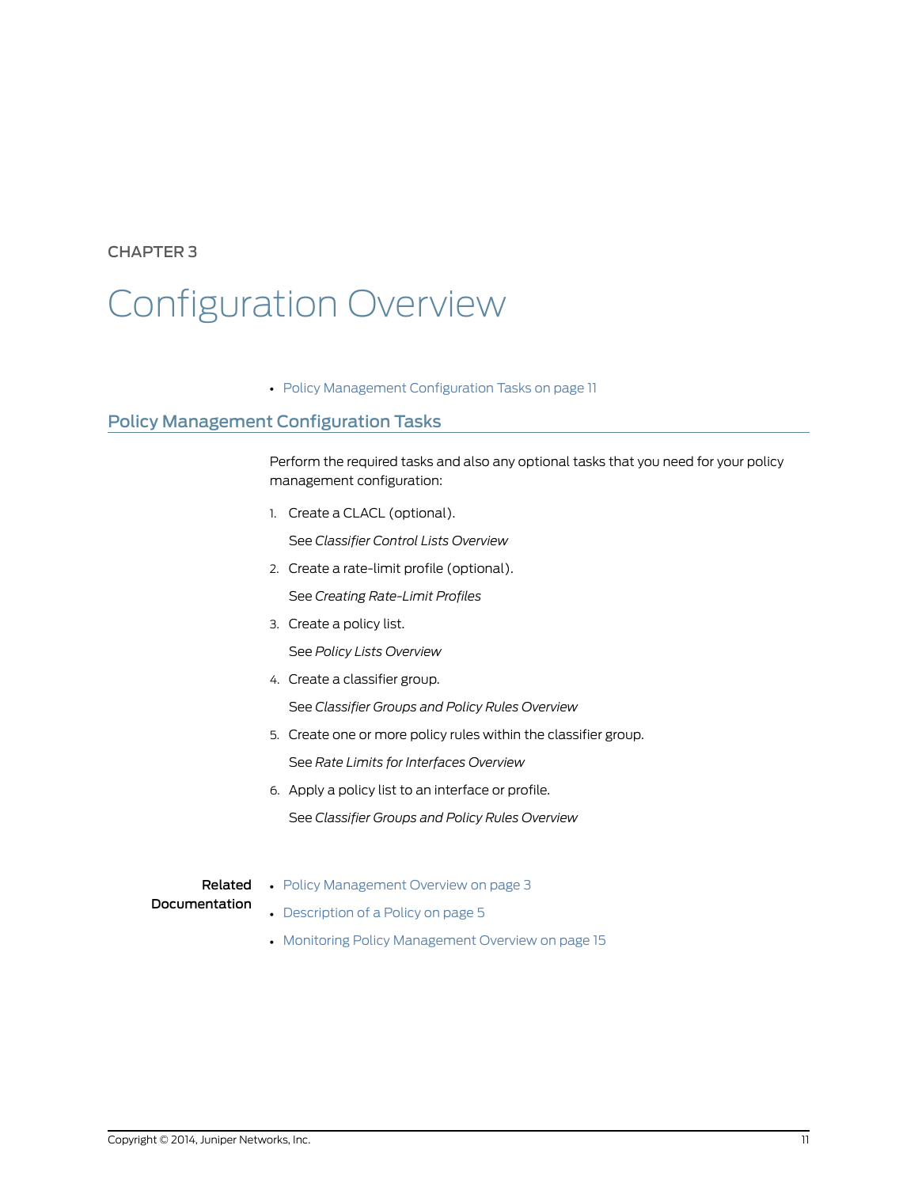CHAPTER 3

# Configuration Overview

- Policy Management Configuration Tasks on page 11

## Policy Management Configuration Tasks

Perform the required tasks and also any optional tasks that you need for your policy management configuration:

1. Create a CLACL (optional).

   See *Classifier Control Lists Overview*

2. Create a rate-limit profile (optional).

   See *Creating Rate-Limit Profiles*

3. Create a policy list.

   See *Policy Lists Overview*

4. Create a classifier group.

   See *Classifier Groups and Policy Rules Overview*

5. Create one or more policy rules within the classifier group.

   See *Rate Limits for Interfaces Overview*

6. Apply a policy list to an interface or profile.

   See *Classifier Groups and Policy Rules Overview*

**Related Documentation**

- Policy Management Overview on page 3
- Description of a Policy on page 5
- Monitoring Policy Management Overview on page 15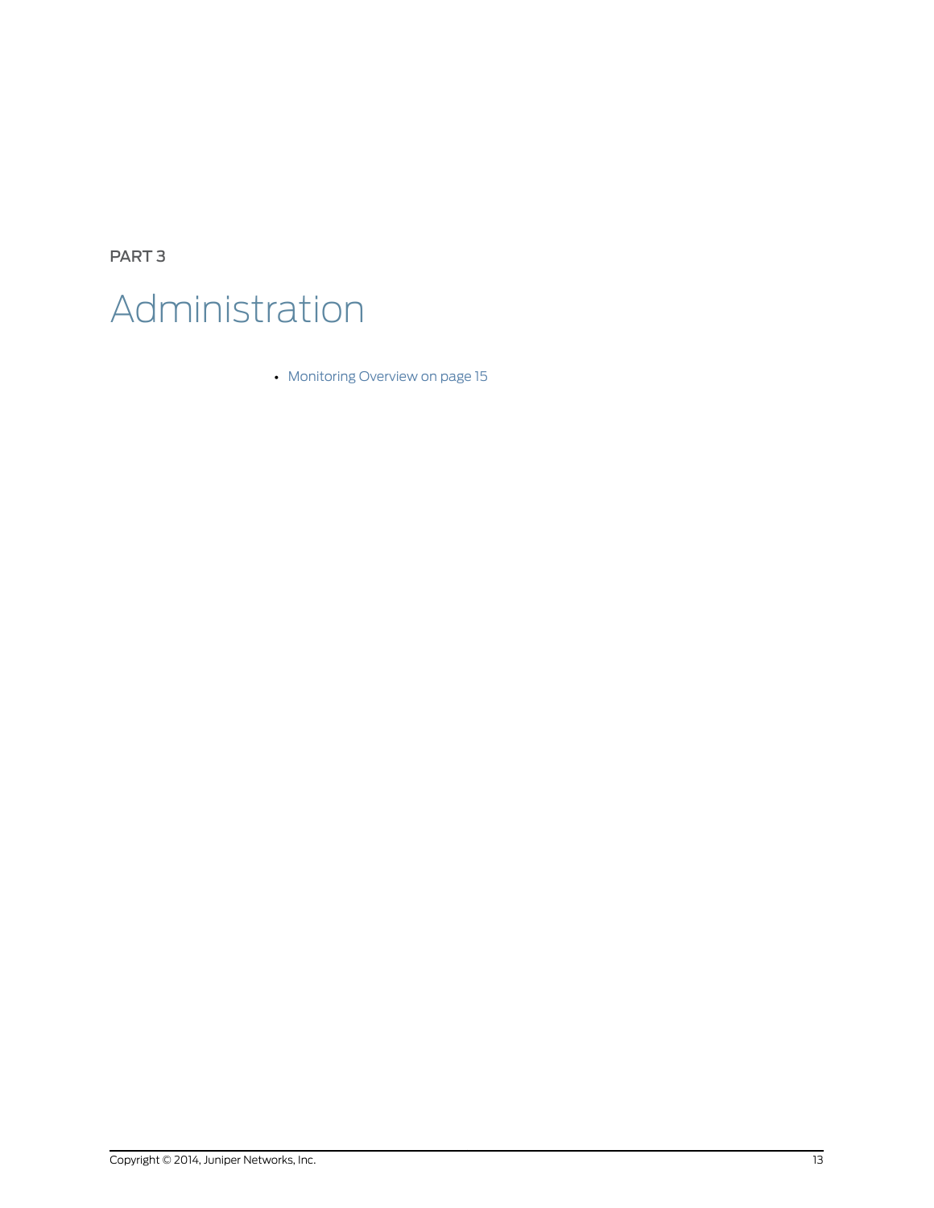PART 3

# Administration

- Monitoring Overview on page 15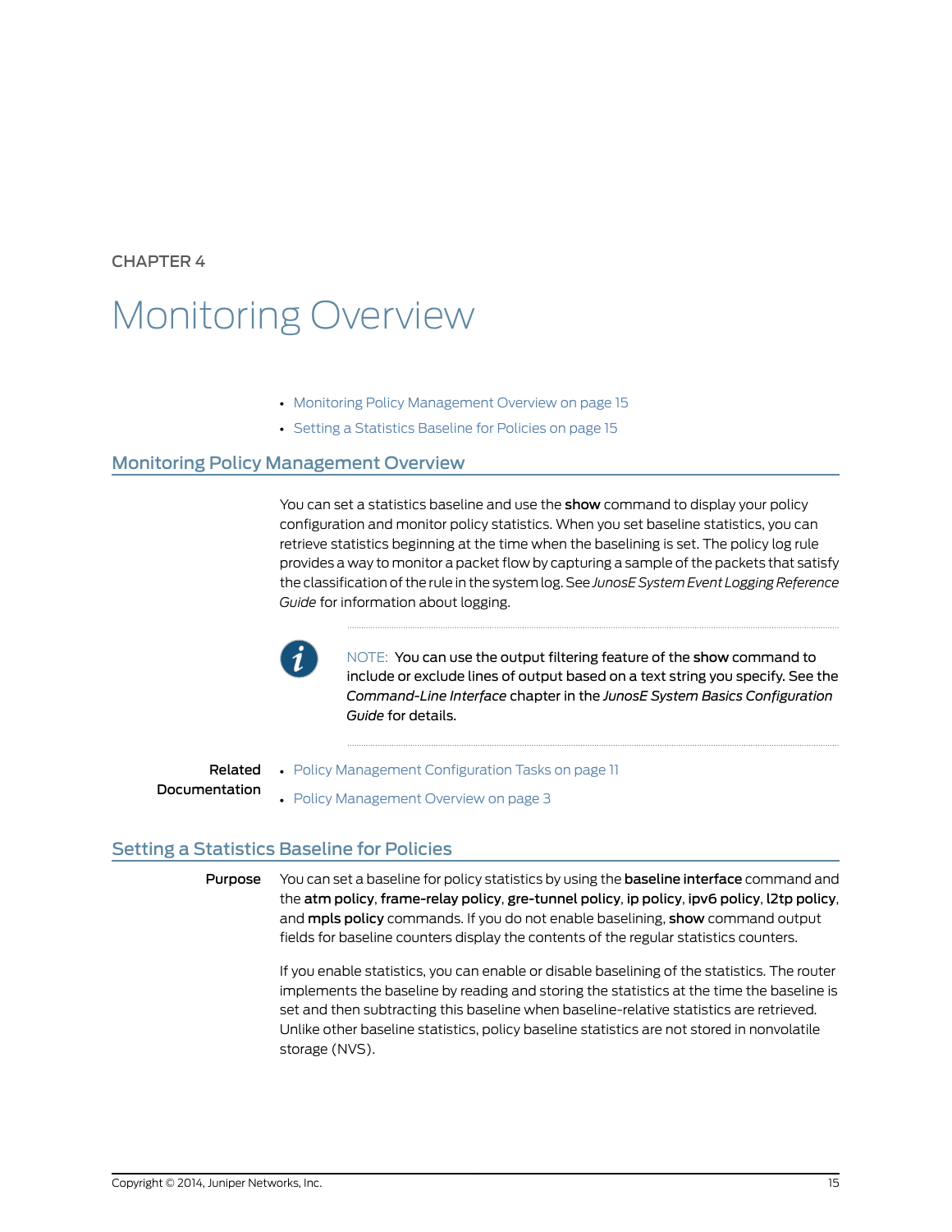CHAPTER 4

# Monitoring Overview

- Monitoring Policy Management Overview on page 15
- Setting a Statistics Baseline for Policies on page 15

## Monitoring Policy Management Overview

You can set a statistics baseline and use the **show** command to display your policy configuration and monitor policy statistics. When you set baseline statistics, you can retrieve statistics beginning at the time when the baselining is set. The policy log rule provides a way to monitor a packet flow by capturing a sample of the packets that satisfy the classification of the rule in the system log. See *JunosE System Event Logging Reference Guide* for information about logging.

NOTE: You can use the output filtering feature of the **show** command to include or exclude lines of output based on a text string you specify. See the *Command-Line Interface* chapter in the *JunosE System Basics Configuration Guide* for details.

**Related Documentation**

- Policy Management Configuration Tasks on page 11
- Policy Management Overview on page 3

## Setting a Statistics Baseline for Policies

**Purpose**

You can set a baseline for policy statistics by using the **baseline interface** command and the **atm policy**, **frame-relay policy**, **gre-tunnel policy**, **ip policy**, **ipv6 policy**, **l2tp policy**, and **mpls policy** commands. If you do not enable baselining, **show** command output fields for baseline counters display the contents of the regular statistics counters.

If you enable statistics, you can enable or disable baselining of the statistics. The router implements the baseline by reading and storing the statistics at the time the baseline is set and then subtracting this baseline when baseline-relative statistics are retrieved. Unlike other baseline statistics, policy baseline statistics are not stored in nonvolatile storage (NVS).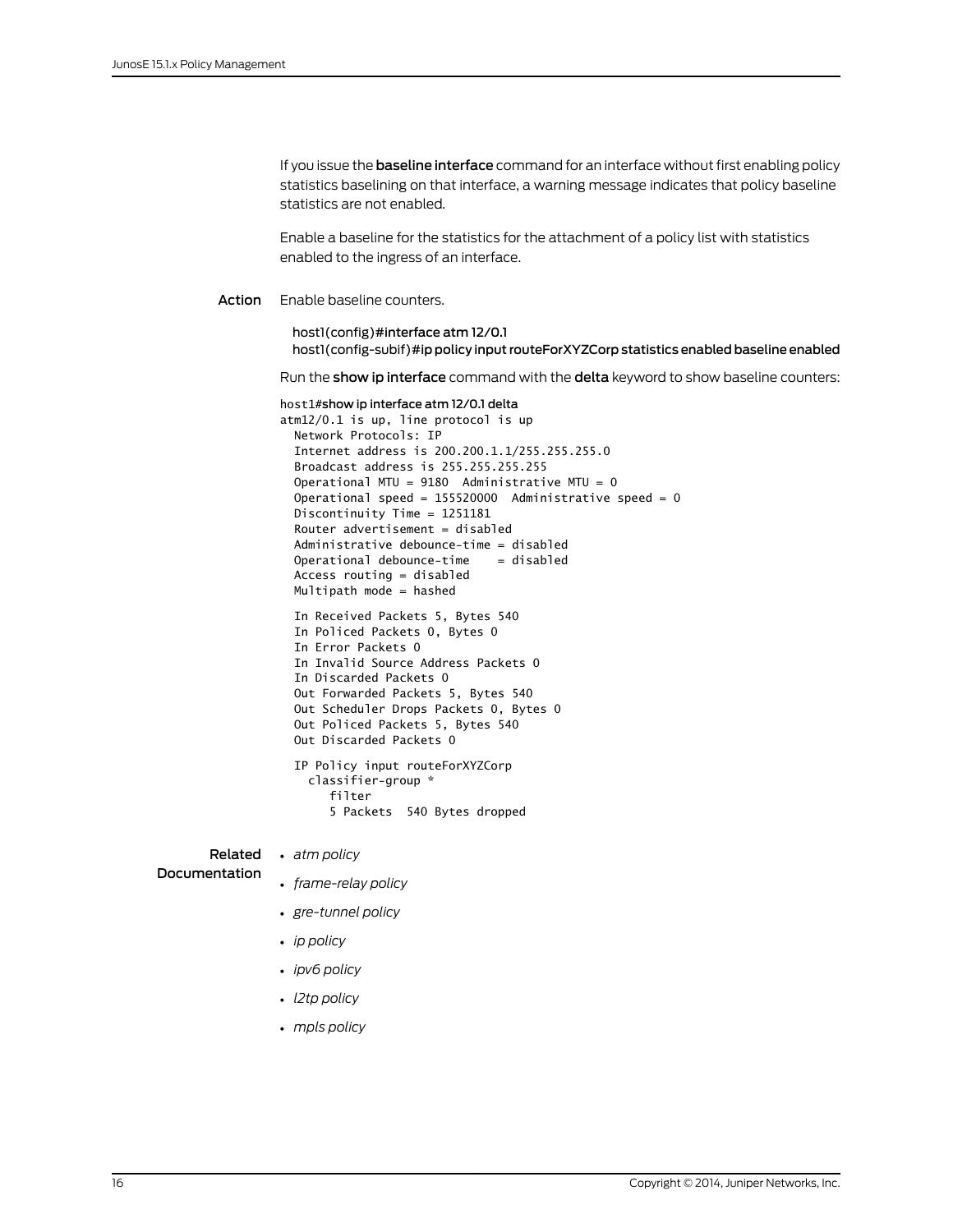If you issue the **baseline interface** command for an interface without first enabling policy statistics baselining on that interface, a warning message indicates that policy baseline statistics are not enabled.

Enable a baseline for the statistics for the attachment of a policy list with statistics enabled to the ingress of an interface.

**Action** Enable baseline counters.

```
host1(config)#interface atm 12/0.1
host1(config-subif)#ip policy input routeForXYZCorp statistics enabled baseline enabled
```

Run the **show ip interface** command with the **delta** keyword to show baseline counters:

```
host1#show ip interface atm 12/0.1 delta
atm12/0.1 is up, line protocol is up
  Network Protocols: IP
  Internet address is 200.200.1.1/255.255.255.0
  Broadcast address is 255.255.255.255
  Operational MTU = 9180  Administrative MTU = 0
  Operational speed = 155520000  Administrative speed = 0
  Discontinuity Time = 1251181
  Router advertisement = disabled
  Administrative debounce-time = disabled
  Operational debounce-time    = disabled
  Access routing = disabled
  Multipath mode = hashed

  In Received Packets 5, Bytes 540
  In Policed Packets 0, Bytes 0
  In Error Packets 0
  In Invalid Source Address Packets 0
  In Discarded Packets 0
  Out Forwarded Packets 5, Bytes 540
  Out Scheduler Drops Packets 0, Bytes 0
  Out Policed Packets 5, Bytes 540
  Out Discarded Packets 0

  IP Policy input routeForXYZCorp
    classifier-group *
       filter
       5 Packets  540 Bytes dropped
```

**Related Documentation**

- *atm policy*
- *frame-relay policy*
- *gre-tunnel policy*
- *ip policy*
- *ipv6 policy*
- *l2tp policy*
- *mpls policy*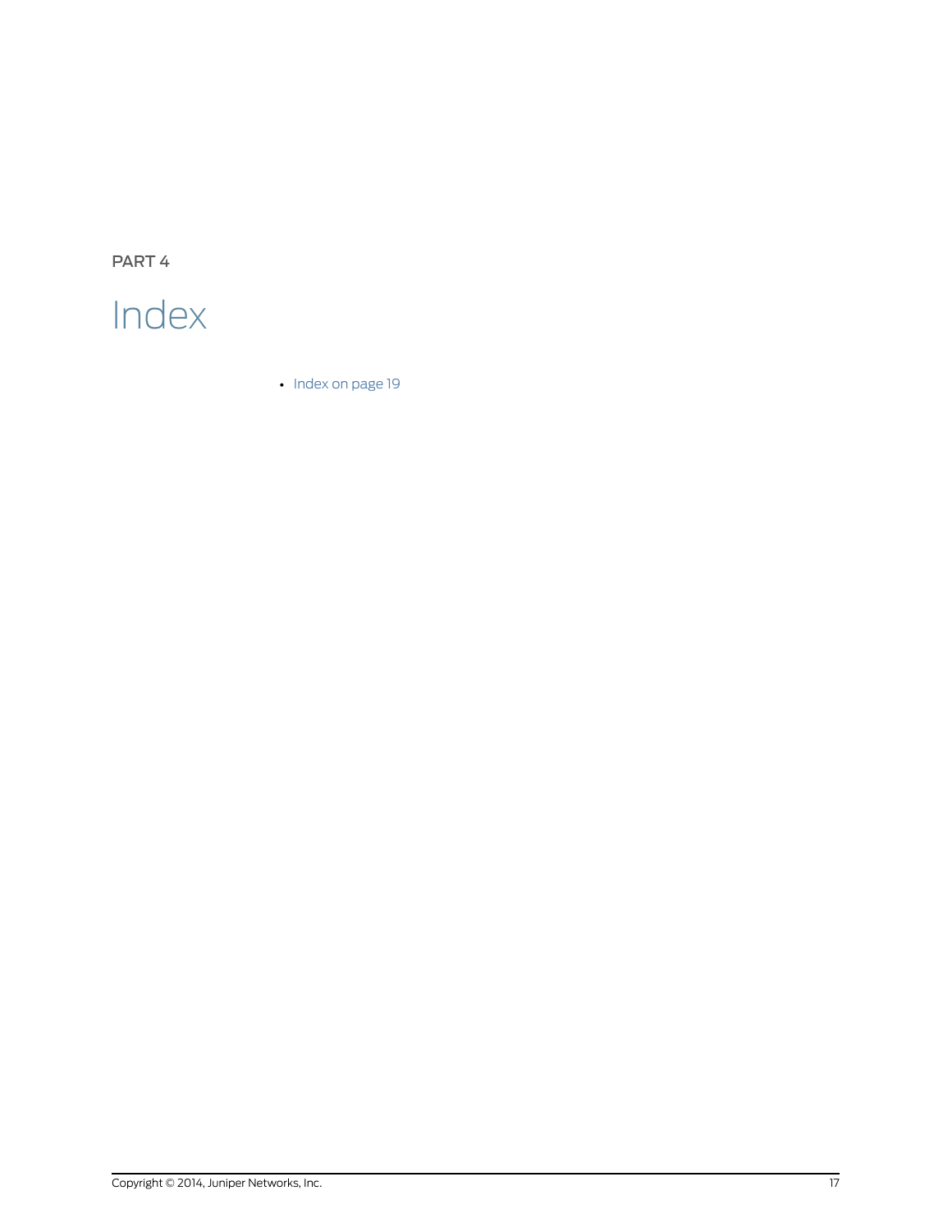PART 4

# Index

- Index on page 19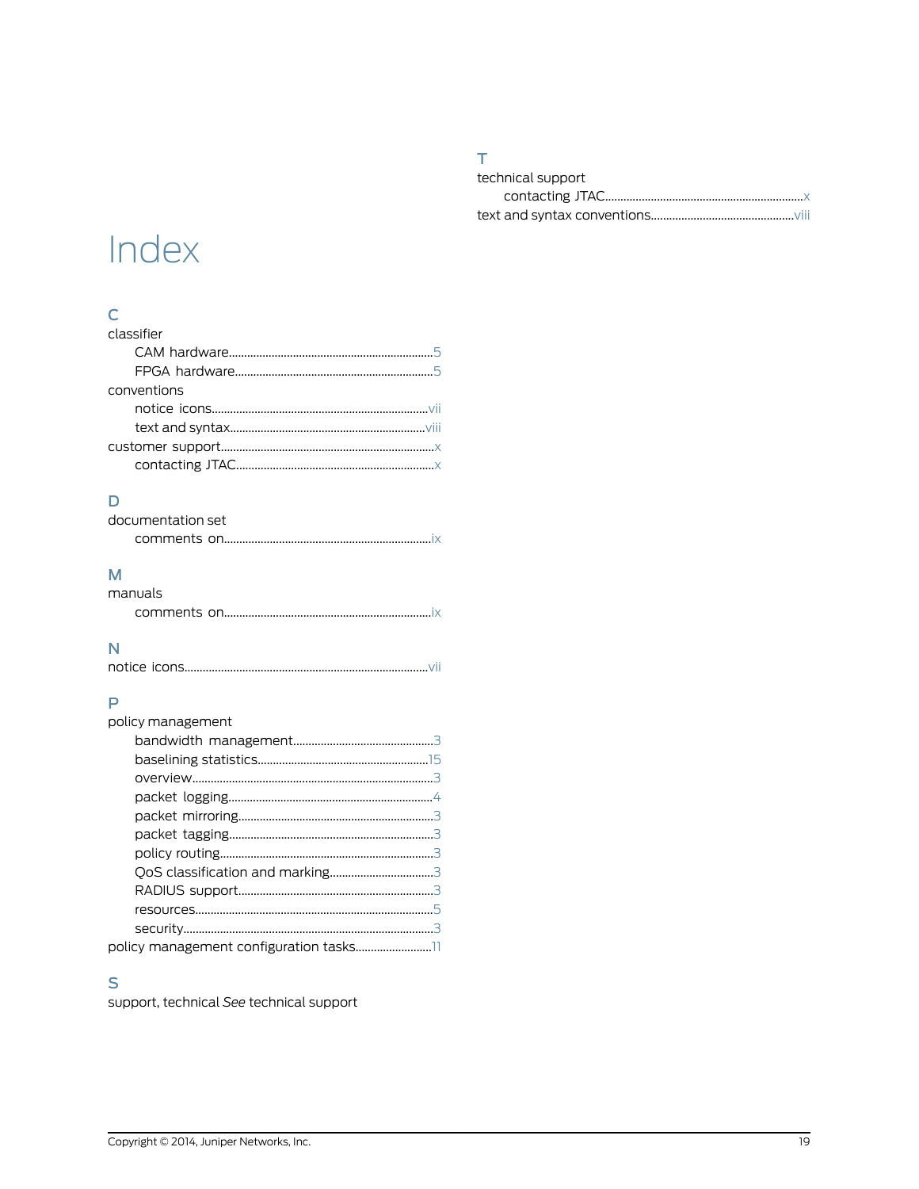# Index

## C

classifier
- CAM hardware....5
- FPGA hardware....5

conventions
- notice icons....vii
- text and syntax....viii

customer support....x
- contacting JTAC....x

## D

documentation set
- comments on....ix

## M

manuals
- comments on....ix

## N

notice icons....vii

## P

policy management
- bandwidth management....3
- baselining statistics....15
- overview....3
- packet logging....4
- packet mirroring....3
- packet tagging....3
- policy routing....3
- QoS classification and marking....3
- RADIUS support....3
- resources....5
- security....3

policy management configuration tasks....11

## S

support, technical *See* technical support

## T

technical support
- contacting JTAC....x

text and syntax conventions....viii